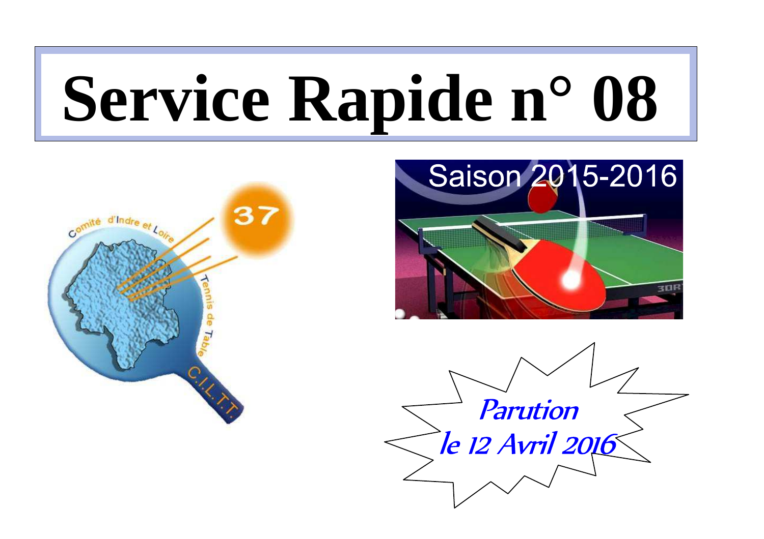# Service Rapide n° 08

Saison 2015-2016

*Parution le 12 Avril 2016*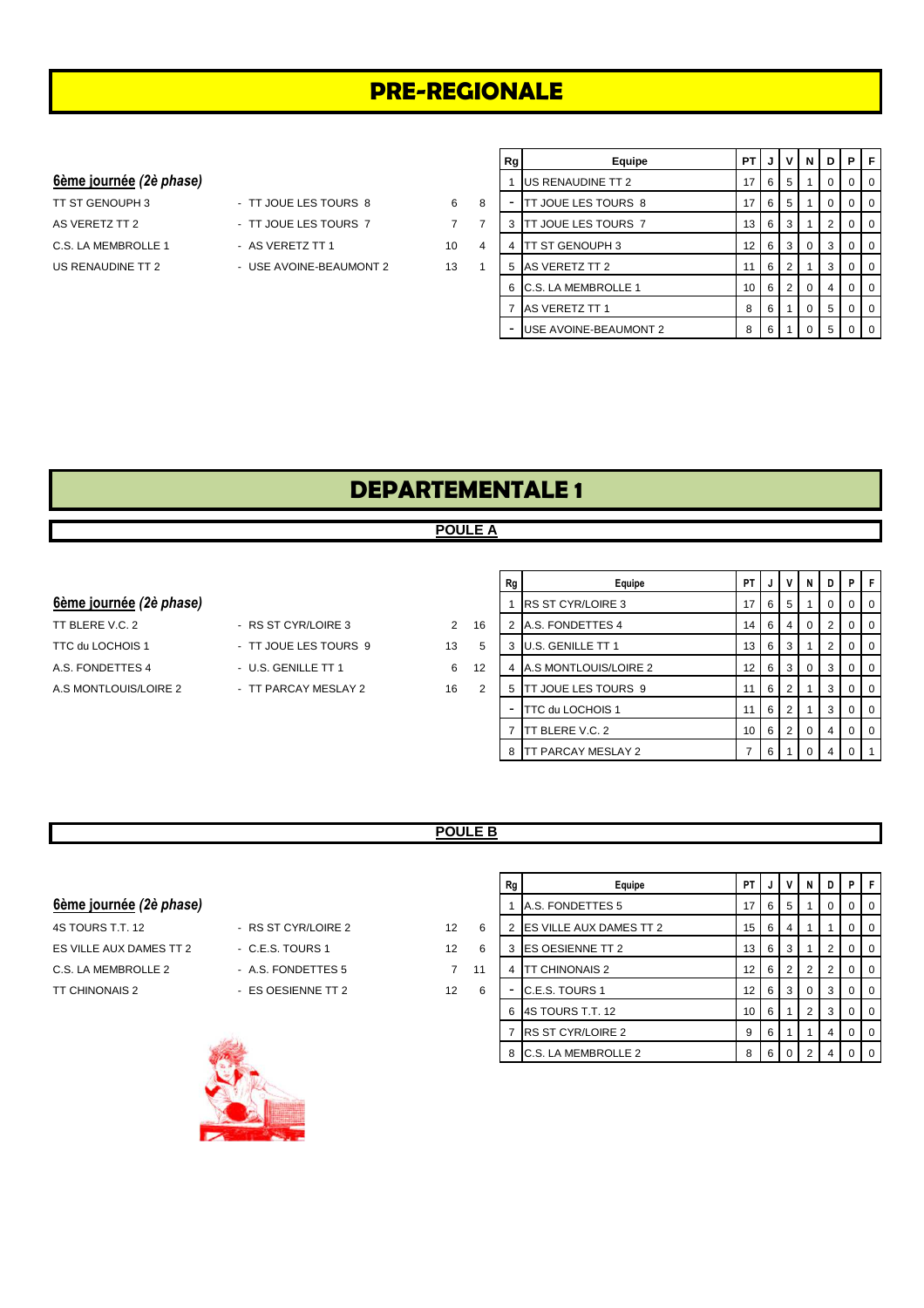# PRE-REGIONALE

**6ème journée** *(2è phase)*

| | | | |
|---|---|---|---|
| TT ST GENOUPH 3 | - TT JOUE LES TOURS 8 | 6 | 8 |
| AS VERETZ TT 2 | - TT JOUE LES TOURS 7 | 7 | 7 |
| C.S. LA MEMBROLLE 1 | - AS VERETZ TT 1 | 10 | 4 |
| US RENAUDINE TT 2 | - USE AVOINE-BEAUMONT 2 | 13 | 1 |

| Rg | Equipe | PT | J | V | N | D | P | F |
|---|---|---|---|---|---|---|---|---|
| 1 | US RENAUDINE TT 2 | 17 | 6 | 5 | 1 | 0 | 0 | 0 |
| - | TT JOUE LES TOURS 8 | 17 | 6 | 5 | 1 | 0 | 0 | 0 |
| 3 | TT JOUE LES TOURS 7 | 13 | 6 | 3 | 1 | 2 | 0 | 0 |
| 4 | TT ST GENOUPH 3 | 12 | 6 | 3 | 0 | 3 | 0 | 0 |
| 5 | AS VERETZ TT 2 | 11 | 6 | 2 | 1 | 3 | 0 | 0 |
| 6 | C.S. LA MEMBROLLE 1 | 10 | 6 | 2 | 0 | 4 | 0 | 0 |
| 7 | AS VERETZ TT 1 | 8 | 6 | 1 | 0 | 5 | 0 | 0 |
| - | USE AVOINE-BEAUMONT 2 | 8 | 6 | 1 | 0 | 5 | 0 | 0 |

# DEPARTEMENTALE 1

## POULE A

**6ème journée** *(2è phase)*

| | | | |
|---|---|---|---|
| TT BLERE V.C. 2 | - RS ST CYR/LOIRE 3 | 2 | 16 |
| TTC du LOCHOIS 1 | - TT JOUE LES TOURS 9 | 13 | 5 |
| A.S. FONDETTES 4 | - U.S. GENILLE TT 1 | 6 | 12 |
| A.S MONTLOUIS/LOIRE 2 | - TT PARCAY MESLAY 2 | 16 | 2 |

| Rg | Equipe | PT | J | V | N | D | P | F |
|---|---|---|---|---|---|---|---|---|
| 1 | RS ST CYR/LOIRE 3 | 17 | 6 | 5 | 1 | 0 | 0 | 0 |
| 2 | A.S. FONDETTES 4 | 14 | 6 | 4 | 0 | 2 | 0 | 0 |
| 3 | U.S. GENILLE TT 1 | 13 | 6 | 3 | 1 | 2 | 0 | 0 |
| 4 | A.S MONTLOUIS/LOIRE 2 | 12 | 6 | 3 | 0 | 3 | 0 | 0 |
| 5 | TT JOUE LES TOURS 9 | 11 | 6 | 2 | 1 | 3 | 0 | 0 |
| - | TTC du LOCHOIS 1 | 11 | 6 | 2 | 1 | 3 | 0 | 0 |
| 7 | TT BLERE V.C. 2 | 10 | 6 | 2 | 0 | 4 | 0 | 0 |
| 8 | TT PARCAY MESLAY 2 | 7 | 6 | 1 | 0 | 4 | 0 | 1 |

## POULE B

**6ème journée** *(2è phase)*

| | | | |
|---|---|---|---|
| 4S TOURS T.T. 12 | - RS ST CYR/LOIRE 2 | 12 | 6 |
| ES VILLE AUX DAMES TT 2 | - C.E.S. TOURS 1 | 12 | 6 |
| C.S. LA MEMBROLLE 2 | - A.S. FONDETTES 5 | 7 | 11 |
| TT CHINONAIS 2 | - ES OESIENNE TT 2 | 12 | 6 |

| Rg | Equipe | PT | J | V | N | D | P | F |
|---|---|---|---|---|---|---|---|---|
| 1 | A.S. FONDETTES 5 | 17 | 6 | 5 | 1 | 0 | 0 | 0 |
| 2 | ES VILLE AUX DAMES TT 2 | 15 | 6 | 4 | 1 | 1 | 0 | 0 |
| 3 | ES OESIENNE TT 2 | 13 | 6 | 3 | 1 | 2 | 0 | 0 |
| 4 | TT CHINONAIS 2 | 12 | 6 | 2 | 2 | 2 | 0 | 0 |
| - | C.E.S. TOURS 1 | 12 | 6 | 3 | 0 | 3 | 0 | 0 |
| 6 | 4S TOURS T.T. 12 | 10 | 6 | 1 | 2 | 3 | 0 | 0 |
| 7 | RS ST CYR/LOIRE 2 | 9 | 6 | 1 | 1 | 4 | 0 | 0 |
| 8 | C.S. LA MEMBROLLE 2 | 8 | 6 | 0 | 2 | 4 | 0 | 0 |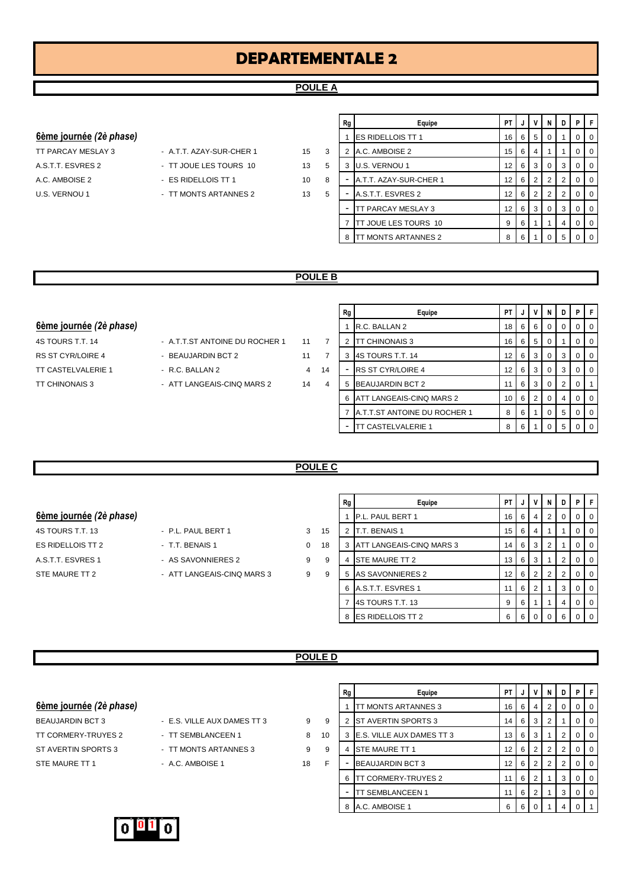# DEPARTEMENTALE 2

## POULE A

### 6ème journée *(2è phase)*

| | | | |
|---|---|---|---|
| TT PARCAY MESLAY 3 | - A.T.T. AZAY-SUR-CHER 1 | 15 | 3 |
| A.S.T.T. ESVRES 2 | - TT JOUE LES TOURS 10 | 13 | 5 |
| A.C. AMBOISE 2 | - ES RIDELLOIS TT 1 | 10 | 8 |
| U.S. VERNOU 1 | - TT MONTS ARTANNES 2 | 13 | 5 |

| Rg | Equipe | PT | J | V | N | D | P | F |
|---|---|---|---|---|---|---|---|---|
| 1 | ES RIDELLOIS TT 1 | 16 | 6 | 5 | 0 | 1 | 0 | 0 |
| 2 | A.C. AMBOISE 2 | 15 | 6 | 4 | 1 | 1 | 0 | 0 |
| 3 | U.S. VERNOU 1 | 12 | 6 | 3 | 0 | 3 | 0 | 0 |
| - | A.T.T. AZAY-SUR-CHER 1 | 12 | 6 | 2 | 2 | 2 | 0 | 0 |
| - | A.S.T.T. ESVRES 2 | 12 | 6 | 2 | 2 | 2 | 0 | 0 |
| - | TT PARCAY MESLAY 3 | 12 | 6 | 3 | 0 | 3 | 0 | 0 |
| 7 | TT JOUE LES TOURS 10 | 9 | 6 | 1 | 1 | 4 | 0 | 0 |
| 8 | TT MONTS ARTANNES 2 | 8 | 6 | 1 | 0 | 5 | 0 | 0 |

## POULE B

### 6ème journée *(2è phase)*

| | | | |
|---|---|---|---|
| 4S TOURS T.T. 14 | - A.T.T.ST ANTOINE DU ROCHER 1 | 11 | 7 |
| RS ST CYR/LOIRE 4 | - BEAUJARDIN BCT 2 | 11 | 7 |
| TT CASTELVALERIE 1 | - R.C. BALLAN 2 | 4 | 14 |
| TT CHINONAIS 3 | - ATT LANGEAIS-CINQ MARS 2 | 14 | 4 |

| Rg | Equipe | PT | J | V | N | D | P | F |
|---|---|---|---|---|---|---|---|---|
| 1 | R.C. BALLAN 2 | 18 | 6 | 6 | 0 | 0 | 0 | 0 |
| 2 | TT CHINONAIS 3 | 16 | 6 | 5 | 0 | 1 | 0 | 0 |
| 3 | 4S TOURS T.T. 14 | 12 | 6 | 3 | 0 | 3 | 0 | 0 |
| - | RS ST CYR/LOIRE 4 | 12 | 6 | 3 | 0 | 3 | 0 | 0 |
| 5 | BEAUJARDIN BCT 2 | 11 | 6 | 3 | 0 | 2 | 0 | 1 |
| 6 | ATT LANGEAIS-CINQ MARS 2 | 10 | 6 | 2 | 0 | 4 | 0 | 0 |
| 7 | A.T.T.ST ANTOINE DU ROCHER 1 | 8 | 6 | 1 | 0 | 5 | 0 | 0 |
| - | TT CASTELVALERIE 1 | 8 | 6 | 1 | 0 | 5 | 0 | 0 |

## POULE C

### 6ème journée *(2è phase)*

| | | | |
|---|---|---|---|
| 4S TOURS T.T. 13 | - P.L. PAUL BERT 1 | 3 | 15 |
| ES RIDELLOIS TT 2 | - T.T. BENAIS 1 | 0 | 18 |
| A.S.T.T. ESVRES 1 | - AS SAVONNIERES 2 | 9 | 9 |
| STE MAURE TT 2 | - ATT LANGEAIS-CINQ MARS 3 | 9 | 9 |

| Rg | Equipe | PT | J | V | N | D | P | F |
|---|---|---|---|---|---|---|---|---|
| 1 | P.L. PAUL BERT 1 | 16 | 6 | 4 | 2 | 0 | 0 | 0 |
| 2 | T.T. BENAIS 1 | 15 | 6 | 4 | 1 | 1 | 0 | 0 |
| 3 | ATT LANGEAIS-CINQ MARS 3 | 14 | 6 | 3 | 2 | 1 | 0 | 0 |
| 4 | STE MAURE TT 2 | 13 | 6 | 3 | 1 | 2 | 0 | 0 |
| 5 | AS SAVONNIERES 2 | 12 | 6 | 2 | 2 | 2 | 0 | 0 |
| 6 | A.S.T.T. ESVRES 1 | 11 | 6 | 2 | 1 | 3 | 0 | 0 |
| 7 | 4S TOURS T.T. 13 | 9 | 6 | 1 | 1 | 4 | 0 | 0 |
| 8 | ES RIDELLOIS TT 2 | 6 | 6 | 0 | 0 | 6 | 0 | 0 |

## POULE D

### 6ème journée *(2è phase)*

| | | | |
|---|---|---|---|
| BEAUJARDIN BCT 3 | - E.S. VILLE AUX DAMES TT 3 | 9 | 9 |
| TT CORMERY-TRUYES 2 | - TT SEMBLANCEEN 1 | 8 | 10 |
| ST AVERTIN SPORTS 3 | - TT MONTS ARTANNES 3 | 9 | 9 |
| STE MAURE TT 1 | - A.C. AMBOISE 1 | 18 | F |

| Rg | Equipe | PT | J | V | N | D | P | F |
|---|---|---|---|---|---|---|---|---|
| 1 | TT MONTS ARTANNES 3 | 16 | 6 | 4 | 2 | 0 | 0 | 0 |
| 2 | ST AVERTIN SPORTS 3 | 14 | 6 | 3 | 2 | 1 | 0 | 0 |
| 3 | E.S. VILLE AUX DAMES TT 3 | 13 | 6 | 3 | 1 | 2 | 0 | 0 |
| 4 | STE MAURE TT 1 | 12 | 6 | 2 | 2 | 2 | 0 | 0 |
| - | BEAUJARDIN BCT 3 | 12 | 6 | 2 | 2 | 2 | 0 | 0 |
| 6 | TT CORMERY-TRUYES 2 | 11 | 6 | 2 | 1 | 3 | 0 | 0 |
| - | TT SEMBLANCEEN 1 | 11 | 6 | 2 | 1 | 3 | 0 | 0 |
| 8 | A.C. AMBOISE 1 | 6 | 6 | 0 | 1 | 4 | 0 | 1 |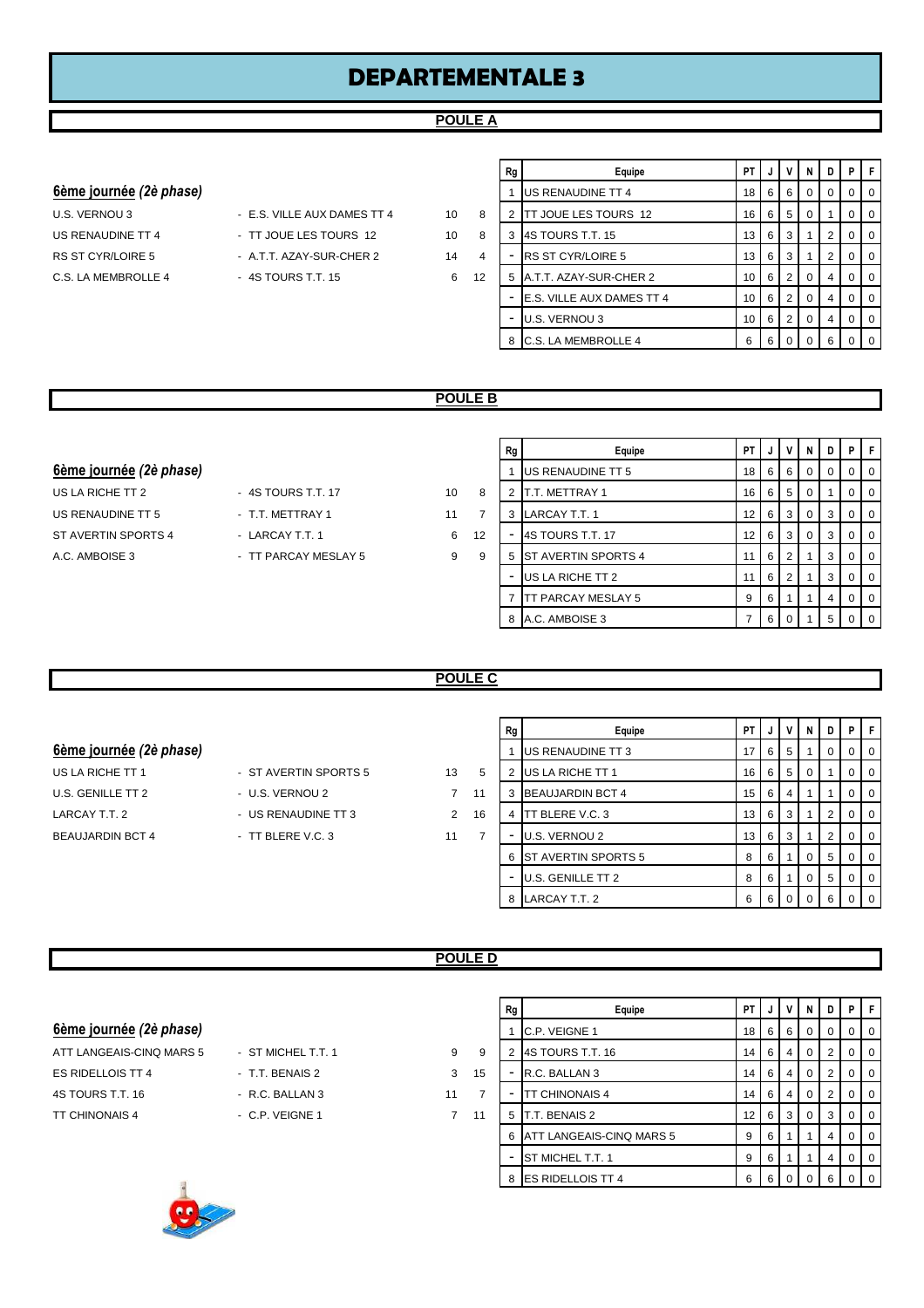# DEPARTEMENTALE 3

## POULE A

### 6ème journée *(2è phase)*

| | | | |
|---|---|---|---|
| U.S. VERNOU 3 | - E.S. VILLE AUX DAMES TT 4 | 10 | 8 |
| US RENAUDINE TT 4 | - TT JOUE LES TOURS 12 | 10 | 8 |
| RS ST CYR/LOIRE 5 | - A.T.T. AZAY-SUR-CHER 2 | 14 | 4 |
| C.S. LA MEMBROLLE 4 | - 4S TOURS T.T. 15 | 6 | 12 |

| Rg | Equipe | PT | J | V | N | D | P | F |
|---|---|---|---|---|---|---|---|---|
| 1 | US RENAUDINE TT 4 | 18 | 6 | 6 | 0 | 0 | 0 | 0 |
| 2 | TT JOUE LES TOURS 12 | 16 | 6 | 5 | 0 | 1 | 0 | 0 |
| 3 | 4S TOURS T.T. 15 | 13 | 6 | 3 | 1 | 2 | 0 | 0 |
| - | RS ST CYR/LOIRE 5 | 13 | 6 | 3 | 1 | 2 | 0 | 0 |
| 5 | A.T.T. AZAY-SUR-CHER 2 | 10 | 6 | 2 | 0 | 4 | 0 | 0 |
| - | E.S. VILLE AUX DAMES TT 4 | 10 | 6 | 2 | 0 | 4 | 0 | 0 |
| - | U.S. VERNOU 3 | 10 | 6 | 2 | 0 | 4 | 0 | 0 |
| 8 | C.S. LA MEMBROLLE 4 | 6 | 6 | 0 | 0 | 6 | 0 | 0 |

## POULE B

### 6ème journée *(2è phase)*

| | | | |
|---|---|---|---|
| US LA RICHE TT 2 | - 4S TOURS T.T. 17 | 10 | 8 |
| US RENAUDINE TT 5 | - T.T. METTRAY 1 | 11 | 7 |
| ST AVERTIN SPORTS 4 | - LARCAY T.T. 1 | 6 | 12 |
| A.C. AMBOISE 3 | - TT PARCAY MESLAY 5 | 9 | 9 |

| Rg | Equipe | PT | J | V | N | D | P | F |
|---|---|---|---|---|---|---|---|---|
| 1 | US RENAUDINE TT 5 | 18 | 6 | 6 | 0 | 0 | 0 | 0 |
| 2 | T.T. METTRAY 1 | 16 | 6 | 5 | 0 | 1 | 0 | 0 |
| 3 | LARCAY T.T. 1 | 12 | 6 | 3 | 0 | 3 | 0 | 0 |
| - | 4S TOURS T.T. 17 | 12 | 6 | 3 | 0 | 3 | 0 | 0 |
| 5 | ST AVERTIN SPORTS 4 | 11 | 6 | 2 | 1 | 3 | 0 | 0 |
| - | US LA RICHE TT 2 | 11 | 6 | 2 | 1 | 3 | 0 | 0 |
| 7 | TT PARCAY MESLAY 5 | 9 | 6 | 1 | 1 | 4 | 0 | 0 |
| 8 | A.C. AMBOISE 3 | 7 | 6 | 0 | 1 | 5 | 0 | 0 |

## POULE C

### 6ème journée *(2è phase)*

| | | | |
|---|---|---|---|
| US LA RICHE TT 1 | - ST AVERTIN SPORTS 5 | 13 | 5 |
| U.S. GENILLE TT 2 | - U.S. VERNOU 2 | 7 | 11 |
| LARCAY T.T. 2 | - US RENAUDINE TT 3 | 2 | 16 |
| BEAUJARDIN BCT 4 | - TT BLERE V.C. 3 | 11 | 7 |

| Rg | Equipe | PT | J | V | N | D | P | F |
|---|---|---|---|---|---|---|---|---|
| 1 | US RENAUDINE TT 3 | 17 | 6 | 5 | 1 | 0 | 0 | 0 |
| 2 | US LA RICHE TT 1 | 16 | 6 | 5 | 0 | 1 | 0 | 0 |
| 3 | BEAUJARDIN BCT 4 | 15 | 6 | 4 | 1 | 1 | 0 | 0 |
| 4 | TT BLERE V.C. 3 | 13 | 6 | 3 | 1 | 2 | 0 | 0 |
| - | U.S. VERNOU 2 | 13 | 6 | 3 | 1 | 2 | 0 | 0 |
| 6 | ST AVERTIN SPORTS 5 | 8 | 6 | 1 | 0 | 5 | 0 | 0 |
| - | U.S. GENILLE TT 2 | 8 | 6 | 1 | 0 | 5 | 0 | 0 |
| 8 | LARCAY T.T. 2 | 6 | 6 | 0 | 0 | 6 | 0 | 0 |

## POULE D

### 6ème journée *(2è phase)*

| | | | |
|---|---|---|---|
| ATT LANGEAIS-CINQ MARS 5 | - ST MICHEL T.T. 1 | 9 | 9 |
| ES RIDELLOIS TT 4 | - T.T. BENAIS 2 | 3 | 15 |
| 4S TOURS T.T. 16 | - R.C. BALLAN 3 | 11 | 7 |
| TT CHINONAIS 4 | - C.P. VEIGNE 1 | 7 | 11 |

| Rg | Equipe | PT | J | V | N | D | P | F |
|---|---|---|---|---|---|---|---|---|
| 1 | C.P. VEIGNE 1 | 18 | 6 | 6 | 0 | 0 | 0 | 0 |
| 2 | 4S TOURS T.T. 16 | 14 | 6 | 4 | 0 | 2 | 0 | 0 |
| - | R.C. BALLAN 3 | 14 | 6 | 4 | 0 | 2 | 0 | 0 |
| - | TT CHINONAIS 4 | 14 | 6 | 4 | 0 | 2 | 0 | 0 |
| 5 | T.T. BENAIS 2 | 12 | 6 | 3 | 0 | 3 | 0 | 0 |
| 6 | ATT LANGEAIS-CINQ MARS 5 | 9 | 6 | 1 | 1 | 4 | 0 | 0 |
| - | ST MICHEL T.T. 1 | 9 | 6 | 1 | 1 | 4 | 0 | 0 |
| 8 | ES RIDELLOIS TT 4 | 6 | 6 | 0 | 0 | 6 | 0 | 0 |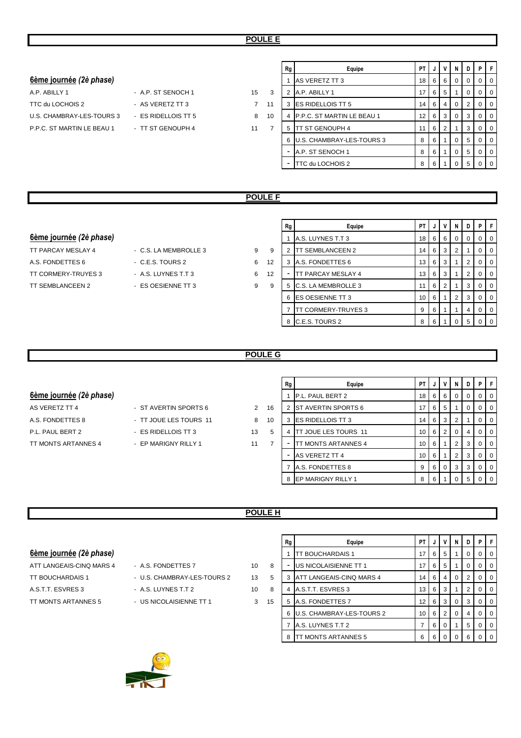## POULE E

### 6ème journée *(2è phase)*

| | | | |
|---|---|---|---|
| A.P. ABILLY 1 | - A.P. ST SENOCH 1 | 15 | 3 |
| TTC du LOCHOIS 2 | - AS VERETZ TT 3 | 7 | 11 |
| U.S. CHAMBRAY-LES-TOURS 3 | - ES RIDELLOIS TT 5 | 8 | 10 |
| P.P.C. ST MARTIN LE BEAU 1 | - TT ST GENOUPH 4 | 11 | 7 |

| Rg | Equipe | PT | J | V | N | D | P | F |
|---|---|---|---|---|---|---|---|---|
| 1 | AS VERETZ TT 3 | 18 | 6 | 6 | 0 | 0 | 0 | 0 |
| 2 | A.P. ABILLY 1 | 17 | 6 | 5 | 1 | 0 | 0 | 0 |
| 3 | ES RIDELLOIS TT 5 | 14 | 6 | 4 | 0 | 2 | 0 | 0 |
| 4 | P.P.C. ST MARTIN LE BEAU 1 | 12 | 6 | 3 | 0 | 3 | 0 | 0 |
| 5 | TT ST GENOUPH 4 | 11 | 6 | 2 | 1 | 3 | 0 | 0 |
| 6 | U.S. CHAMBRAY-LES-TOURS 3 | 8 | 6 | 1 | 0 | 5 | 0 | 0 |
| - | A.P. ST SENOCH 1 | 8 | 6 | 1 | 0 | 5 | 0 | 0 |
| - | TTC du LOCHOIS 2 | 8 | 6 | 1 | 0 | 5 | 0 | 0 |

## POULE F

### 6ème journée *(2è phase)*

| | | | |
|---|---|---|---|
| TT PARCAY MESLAY 4 | - C.S. LA MEMBROLLE 3 | 9 | 9 |
| A.S. FONDETTES 6 | - C.E.S. TOURS 2 | 6 | 12 |
| TT CORMERY-TRUYES 3 | - A.S. LUYNES T.T 3 | 6 | 12 |
| TT SEMBLANCEEN 2 | - ES OESIENNE TT 3 | 9 | 9 |

| Rg | Equipe | PT | J | V | N | D | P | F |
|---|---|---|---|---|---|---|---|---|
| 1 | A.S. LUYNES T.T 3 | 18 | 6 | 6 | 0 | 0 | 0 | 0 |
| 2 | TT SEMBLANCEEN 2 | 14 | 6 | 3 | 2 | 1 | 0 | 0 |
| 3 | A.S. FONDETTES 6 | 13 | 6 | 3 | 1 | 2 | 0 | 0 |
| - | TT PARCAY MESLAY 4 | 13 | 6 | 3 | 1 | 2 | 0 | 0 |
| 5 | C.S. LA MEMBROLLE 3 | 11 | 6 | 2 | 1 | 3 | 0 | 0 |
| 6 | ES OESIENNE TT 3 | 10 | 6 | 1 | 2 | 3 | 0 | 0 |
| 7 | TT CORMERY-TRUYES 3 | 9 | 6 | 1 | 1 | 4 | 0 | 0 |
| 8 | C.E.S. TOURS 2 | 8 | 6 | 1 | 0 | 5 | 0 | 0 |

## POULE G

### 6ème journée *(2è phase)*

| | | | |
|---|---|---|---|
| AS VERETZ TT 4 | - ST AVERTIN SPORTS 6 | 2 | 16 |
| A.S. FONDETTES 8 | - TT JOUE LES TOURS 11 | 8 | 10 |
| P.L. PAUL BERT 2 | - ES RIDELLOIS TT 3 | 13 | 5 |
| TT MONTS ARTANNES 4 | - EP MARIGNY RILLY 1 | 11 | 7 |

| Rg | Equipe | PT | J | V | N | D | P | F |
|---|---|---|---|---|---|---|---|---|
| 1 | P.L. PAUL BERT 2 | 18 | 6 | 6 | 0 | 0 | 0 | 0 |
| 2 | ST AVERTIN SPORTS 6 | 17 | 6 | 5 | 1 | 0 | 0 | 0 |
| 3 | ES RIDELLOIS TT 3 | 14 | 6 | 3 | 2 | 1 | 0 | 0 |
| 4 | TT JOUE LES TOURS 11 | 10 | 6 | 2 | 0 | 4 | 0 | 0 |
| - | TT MONTS ARTANNES 4 | 10 | 6 | 1 | 2 | 3 | 0 | 0 |
| - | AS VERETZ TT 4 | 10 | 6 | 1 | 2 | 3 | 0 | 0 |
| 7 | A.S. FONDETTES 8 | 9 | 6 | 0 | 3 | 3 | 0 | 0 |
| 8 | EP MARIGNY RILLY 1 | 8 | 6 | 1 | 0 | 5 | 0 | 0 |

## POULE H

### 6ème journée *(2è phase)*

| | | | |
|---|---|---|---|
| ATT LANGEAIS-CINQ MARS 4 | - A.S. FONDETTES 7 | 10 | 8 |
| TT BOUCHARDAIS 1 | - U.S. CHAMBRAY-LES-TOURS 2 | 13 | 5 |
| A.S.T.T. ESVRES 3 | - A.S. LUYNES T.T 2 | 10 | 8 |
| TT MONTS ARTANNES 5 | - US NICOLAISIENNE TT 1 | 3 | 15 |

| Rg | Equipe | PT | J | V | N | D | P | F |
|---|---|---|---|---|---|---|---|---|
| 1 | TT BOUCHARDAIS 1 | 17 | 6 | 5 | 1 | 0 | 0 | 0 |
| - | US NICOLAISIENNE TT 1 | 17 | 6 | 5 | 1 | 0 | 0 | 0 |
| 3 | ATT LANGEAIS-CINQ MARS 4 | 14 | 6 | 4 | 0 | 2 | 0 | 0 |
| 4 | A.S.T.T. ESVRES 3 | 13 | 6 | 3 | 1 | 2 | 0 | 0 |
| 5 | A.S. FONDETTES 7 | 12 | 6 | 3 | 0 | 3 | 0 | 0 |
| 6 | U.S. CHAMBRAY-LES-TOURS 2 | 10 | 6 | 2 | 0 | 4 | 0 | 0 |
| 7 | A.S. LUYNES T.T 2 | 7 | 6 | 0 | 1 | 5 | 0 | 0 |
| 8 | TT MONTS ARTANNES 5 | 6 | 6 | 0 | 0 | 6 | 0 | 0 |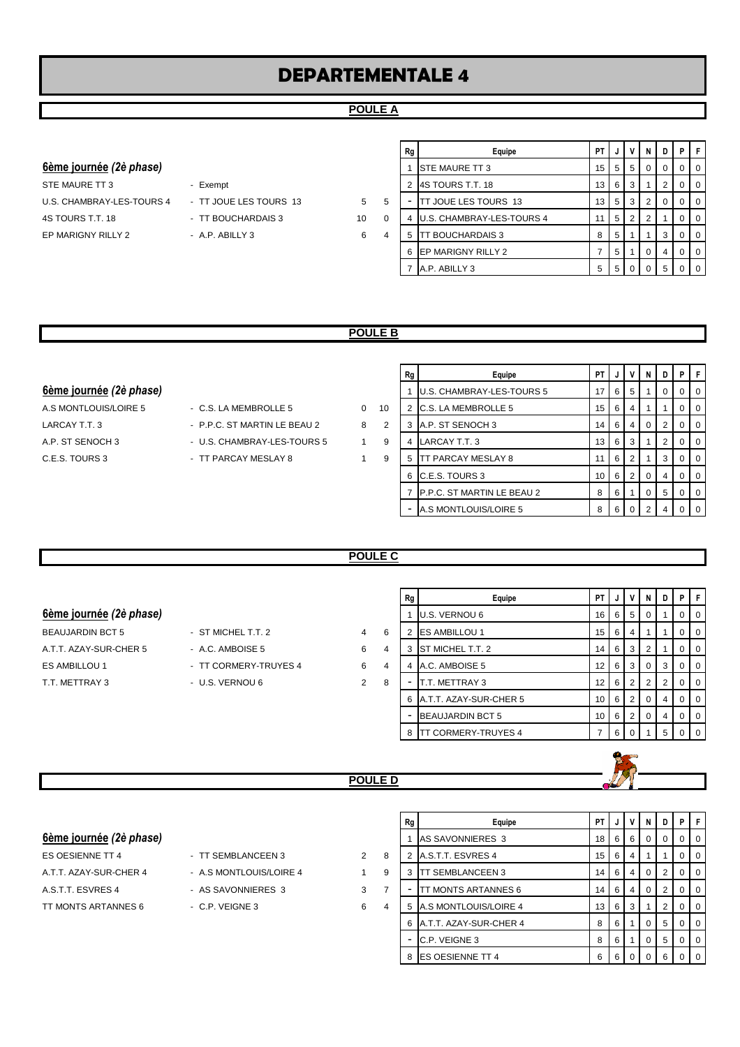# DEPARTEMENTALE 4

## POULE A

### 6ème journée *(2è phase)*

| | | | |
|---|---|---|---|
| STE MAURE TT 3 | - Exempt | | |
| U.S. CHAMBRAY-LES-TOURS 4 | - TT JOUE LES TOURS 13 | 5 | 5 |
| 4S TOURS T.T. 18 | - TT BOUCHARDAIS 3 | 10 | 0 |
| EP MARIGNY RILLY 2 | - A.P. ABILLY 3 | 6 | 4 |

| Rg | Equipe | PT | J | V | N | D | P | F |
|---|---|---|---|---|---|---|---|---|
| 1 | STE MAURE TT 3 | 15 | 5 | 5 | 0 | 0 | 0 | 0 |
| 2 | 4S TOURS T.T. 18 | 13 | 6 | 3 | 1 | 2 | 0 | 0 |
| - | TT JOUE LES TOURS 13 | 13 | 5 | 3 | 2 | 0 | 0 | 0 |
| 4 | U.S. CHAMBRAY-LES-TOURS 4 | 11 | 5 | 2 | 2 | 1 | 0 | 0 |
| 5 | TT BOUCHARDAIS 3 | 8 | 5 | 1 | 1 | 3 | 0 | 0 |
| 6 | EP MARIGNY RILLY 2 | 7 | 5 | 1 | 0 | 4 | 0 | 0 |
| 7 | A.P. ABILLY 3 | 5 | 5 | 0 | 0 | 5 | 0 | 0 |

## POULE B

### 6ème journée *(2è phase)*

| | | | |
|---|---|---|---|
| A.S MONTLOUIS/LOIRE 5 | - C.S. LA MEMBROLLE 5 | 0 | 10 |
| LARCAY T.T. 3 | - P.P.C. ST MARTIN LE BEAU 2 | 8 | 2 |
| A.P. ST SENOCH 3 | - U.S. CHAMBRAY-LES-TOURS 5 | 1 | 9 |
| C.E.S. TOURS 3 | - TT PARCAY MESLAY 8 | 1 | 9 |

| Rg | Equipe | PT | J | V | N | D | P | F |
|---|---|---|---|---|---|---|---|---|
| 1 | U.S. CHAMBRAY-LES-TOURS 5 | 17 | 6 | 5 | 1 | 0 | 0 | 0 |
| 2 | C.S. LA MEMBROLLE 5 | 15 | 6 | 4 | 1 | 1 | 0 | 0 |
| 3 | A.P. ST SENOCH 3 | 14 | 6 | 4 | 0 | 2 | 0 | 0 |
| 4 | LARCAY T.T. 3 | 13 | 6 | 3 | 1 | 2 | 0 | 0 |
| 5 | TT PARCAY MESLAY 8 | 11 | 6 | 2 | 1 | 3 | 0 | 0 |
| 6 | C.E.S. TOURS 3 | 10 | 6 | 2 | 0 | 4 | 0 | 0 |
| 7 | P.P.C. ST MARTIN LE BEAU 2 | 8 | 6 | 1 | 0 | 5 | 0 | 0 |
| - | A.S MONTLOUIS/LOIRE 5 | 8 | 6 | 0 | 2 | 4 | 0 | 0 |

## POULE C

### 6ème journée *(2è phase)*

| | | | |
|---|---|---|---|
| BEAUJARDIN BCT 5 | - ST MICHEL T.T. 2 | 4 | 6 |
| A.T.T. AZAY-SUR-CHER 5 | - A.C. AMBOISE 5 | 6 | 4 |
| ES AMBILLOU 1 | - TT CORMERY-TRUYES 4 | 6 | 4 |
| T.T. METTRAY 3 | - U.S. VERNOU 6 | 2 | 8 |

| Rg | Equipe | PT | J | V | N | D | P | F |
|---|---|---|---|---|---|---|---|---|
| 1 | U.S. VERNOU 6 | 16 | 6 | 5 | 0 | 1 | 0 | 0 |
| 2 | ES AMBILLOU 1 | 15 | 6 | 4 | 1 | 1 | 0 | 0 |
| 3 | ST MICHEL T.T. 2 | 14 | 6 | 3 | 2 | 1 | 0 | 0 |
| 4 | A.C. AMBOISE 5 | 12 | 6 | 3 | 0 | 3 | 0 | 0 |
| - | T.T. METTRAY 3 | 12 | 6 | 2 | 2 | 2 | 0 | 0 |
| 6 | A.T.T. AZAY-SUR-CHER 5 | 10 | 6 | 2 | 0 | 4 | 0 | 0 |
| - | BEAUJARDIN BCT 5 | 10 | 6 | 2 | 0 | 4 | 0 | 0 |
| 8 | TT CORMERY-TRUYES 4 | 7 | 6 | 0 | 1 | 5 | 0 | 0 |

## POULE D

### 6ème journée *(2è phase)*

| | | | |
|---|---|---|---|
| ES OESIENNE TT 4 | - TT SEMBLANCEEN 3 | 2 | 8 |
| A.T.T. AZAY-SUR-CHER 4 | - A.S MONTLOUIS/LOIRE 4 | 1 | 9 |
| A.S.T.T. ESVRES 4 | - AS SAVONNIERES 3 | 3 | 7 |
| TT MONTS ARTANNES 6 | - C.P. VEIGNE 3 | 6 | 4 |

| Rg | Equipe | PT | J | V | N | D | P | F |
|---|---|---|---|---|---|---|---|---|
| 1 | AS SAVONNIERES 3 | 18 | 6 | 6 | 0 | 0 | 0 | 0 |
| 2 | A.S.T.T. ESVRES 4 | 15 | 6 | 4 | 1 | 1 | 0 | 0 |
| 3 | TT SEMBLANCEEN 3 | 14 | 6 | 4 | 0 | 2 | 0 | 0 |
| - | TT MONTS ARTANNES 6 | 14 | 6 | 4 | 0 | 2 | 0 | 0 |
| 5 | A.S MONTLOUIS/LOIRE 4 | 13 | 6 | 3 | 1 | 2 | 0 | 0 |
| 6 | A.T.T. AZAY-SUR-CHER 4 | 8 | 6 | 1 | 0 | 5 | 0 | 0 |
| - | C.P. VEIGNE 3 | 8 | 6 | 1 | 0 | 5 | 0 | 0 |
| 8 | ES OESIENNE TT 4 | 6 | 6 | 0 | 0 | 6 | 0 | 0 |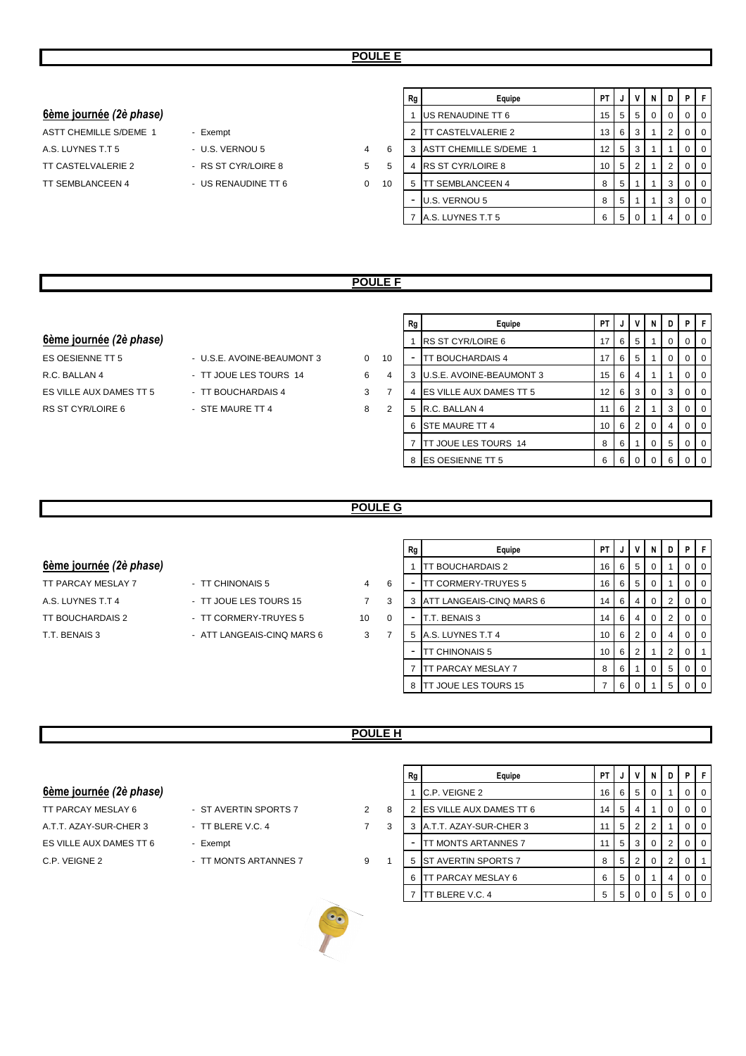## POULE E

### 6ème journée *(2è phase)*

| | | | |
|---|---|---|---|
| ASTT CHEMILLE S/DEME 1 | - Exempt | | |
| A.S. LUYNES T.T 5 | - U.S. VERNOU 5 | 4 | 6 |
| TT CASTELVALERIE 2 | - RS ST CYR/LOIRE 8 | 5 | 5 |
| TT SEMBLANCEEN 4 | - US RENAUDINE TT 6 | 0 | 10 |

| Rg | Equipe | PT | J | V | N | D | P | F |
|---|---|---|---|---|---|---|---|---|
| 1 | US RENAUDINE TT 6 | 15 | 5 | 5 | 0 | 0 | 0 | 0 |
| 2 | TT CASTELVALERIE 2 | 13 | 6 | 3 | 1 | 2 | 0 | 0 |
| 3 | ASTT CHEMILLE S/DEME 1 | 12 | 5 | 3 | 1 | 1 | 0 | 0 |
| 4 | RS ST CYR/LOIRE 8 | 10 | 5 | 2 | 1 | 2 | 0 | 0 |
| 5 | TT SEMBLANCEEN 4 | 8 | 5 | 1 | 1 | 3 | 0 | 0 |
| - | U.S. VERNOU 5 | 8 | 5 | 1 | 1 | 3 | 0 | 0 |
| 7 | A.S. LUYNES T.T 5 | 6 | 5 | 0 | 1 | 4 | 0 | 0 |

## POULE F

### 6ème journée *(2è phase)*

| | | | |
|---|---|---|---|
| ES OESIENNE TT 5 | - U.S.E. AVOINE-BEAUMONT 3 | 0 | 10 |
| R.C. BALLAN 4 | - TT JOUE LES TOURS 14 | 6 | 4 |
| ES VILLE AUX DAMES TT 5 | - TT BOUCHARDAIS 4 | 3 | 7 |
| RS ST CYR/LOIRE 6 | - STE MAURE TT 4 | 8 | 2 |

| Rg | Equipe | PT | J | V | N | D | P | F |
|---|---|---|---|---|---|---|---|---|
| 1 | RS ST CYR/LOIRE 6 | 17 | 6 | 5 | 1 | 0 | 0 | 0 |
| - | TT BOUCHARDAIS 4 | 17 | 6 | 5 | 1 | 0 | 0 | 0 |
| 3 | U.S.E. AVOINE-BEAUMONT 3 | 15 | 6 | 4 | 1 | 1 | 0 | 0 |
| 4 | ES VILLE AUX DAMES TT 5 | 12 | 6 | 3 | 0 | 3 | 0 | 0 |
| 5 | R.C. BALLAN 4 | 11 | 6 | 2 | 1 | 3 | 0 | 0 |
| 6 | STE MAURE TT 4 | 10 | 6 | 2 | 0 | 4 | 0 | 0 |
| 7 | TT JOUE LES TOURS 14 | 8 | 6 | 1 | 0 | 5 | 0 | 0 |
| 8 | ES OESIENNE TT 5 | 6 | 6 | 0 | 0 | 6 | 0 | 0 |

## POULE G

### 6ème journée *(2è phase)*

| | | | |
|---|---|---|---|
| TT PARCAY MESLAY 7 | - TT CHINONAIS 5 | 4 | 6 |
| A.S. LUYNES T.T 4 | - TT JOUE LES TOURS 15 | 7 | 3 |
| TT BOUCHARDAIS 2 | - TT CORMERY-TRUYES 5 | 10 | 0 |
| T.T. BENAIS 3 | - ATT LANGEAIS-CINQ MARS 6 | 3 | 7 |

| Rg | Equipe | PT | J | V | N | D | P | F |
|---|---|---|---|---|---|---|---|---|
| 1 | TT BOUCHARDAIS 2 | 16 | 6 | 5 | 0 | 1 | 0 | 0 |
| - | TT CORMERY-TRUYES 5 | 16 | 6 | 5 | 0 | 1 | 0 | 0 |
| 3 | ATT LANGEAIS-CINQ MARS 6 | 14 | 6 | 4 | 0 | 2 | 0 | 0 |
| - | T.T. BENAIS 3 | 14 | 6 | 4 | 0 | 2 | 0 | 0 |
| 5 | A.S. LUYNES T.T 4 | 10 | 6 | 2 | 0 | 4 | 0 | 0 |
| - | TT CHINONAIS 5 | 10 | 6 | 2 | 1 | 2 | 0 | 1 |
| 7 | TT PARCAY MESLAY 7 | 8 | 6 | 1 | 0 | 5 | 0 | 0 |
| 8 | TT JOUE LES TOURS 15 | 7 | 6 | 0 | 1 | 5 | 0 | 0 |

## POULE H

### 6ème journée *(2è phase)*

| | | | |
|---|---|---|---|
| TT PARCAY MESLAY 6 | - ST AVERTIN SPORTS 7 | 2 | 8 |
| A.T.T. AZAY-SUR-CHER 3 | - TT BLERE V.C. 4 | 7 | 3 |
| ES VILLE AUX DAMES TT 6 | - Exempt | | |
| C.P. VEIGNE 2 | - TT MONTS ARTANNES 7 | 9 | 1 |

| Rg | Equipe | PT | J | V | N | D | P | F |
|---|---|---|---|---|---|---|---|---|
| 1 | C.P. VEIGNE 2 | 16 | 6 | 5 | 0 | 1 | 0 | 0 |
| 2 | ES VILLE AUX DAMES TT 6 | 14 | 5 | 4 | 1 | 0 | 0 | 0 |
| 3 | A.T.T. AZAY-SUR-CHER 3 | 11 | 5 | 2 | 2 | 1 | 0 | 0 |
| - | TT MONTS ARTANNES 7 | 11 | 5 | 3 | 0 | 2 | 0 | 0 |
| 5 | ST AVERTIN SPORTS 7 | 8 | 5 | 2 | 0 | 2 | 0 | 1 |
| 6 | TT PARCAY MESLAY 6 | 6 | 5 | 0 | 1 | 4 | 0 | 0 |
| 7 | TT BLERE V.C. 4 | 5 | 5 | 0 | 0 | 5 | 0 | 0 |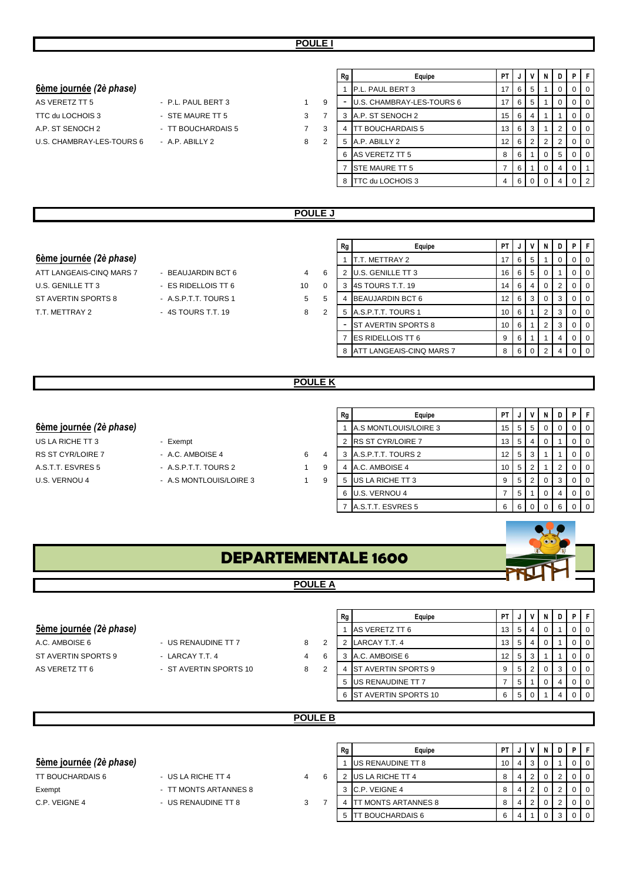## POULE I

### 6ème journée *(2è phase)*

| | | | |
|---|---|---|---|
| AS VERETZ TT 5 | - P.L. PAUL BERT 3 | 1 | 9 |
| TTC du LOCHOIS 3 | - STE MAURE TT 5 | 3 | 7 |
| A.P. ST SENOCH 2 | - TT BOUCHARDAIS 5 | 7 | 3 |
| U.S. CHAMBRAY-LES-TOURS 6 | - A.P. ABILLY 2 | 8 | 2 |

| Rg | Equipe | PT | J | V | N | D | P | F |
|---|---|---|---|---|---|---|---|---|
| 1 | P.L. PAUL BERT 3 | 17 | 6 | 5 | 1 | 0 | 0 | 0 |
| - | U.S. CHAMBRAY-LES-TOURS 6 | 17 | 6 | 5 | 1 | 0 | 0 | 0 |
| 3 | A.P. ST SENOCH 2 | 15 | 6 | 4 | 1 | 1 | 0 | 0 |
| 4 | TT BOUCHARDAIS 5 | 13 | 6 | 3 | 1 | 2 | 0 | 0 |
| 5 | A.P. ABILLY 2 | 12 | 6 | 2 | 2 | 2 | 0 | 0 |
| 6 | AS VERETZ TT 5 | 8 | 6 | 1 | 0 | 5 | 0 | 0 |
| 7 | STE MAURE TT 5 | 7 | 6 | 1 | 0 | 4 | 0 | 1 |
| 8 | TTC du LOCHOIS 3 | 4 | 6 | 0 | 0 | 4 | 0 | 2 |

## POULE J

### 6ème journée *(2è phase)*

| | | | |
|---|---|---|---|
| ATT LANGEAIS-CINQ MARS 7 | - BEAUJARDIN BCT 6 | 4 | 6 |
| U.S. GENILLE TT 3 | - ES RIDELLOIS TT 6 | 10 | 0 |
| ST AVERTIN SPORTS 8 | - A.S.P.T.T. TOURS 1 | 5 | 5 |
| T.T. METTRAY 2 | - 4S TOURS T.T. 19 | 8 | 2 |

| Rg | Equipe | PT | J | V | N | D | P | F |
|---|---|---|---|---|---|---|---|---|
| 1 | T.T. METTRAY 2 | 17 | 6 | 5 | 1 | 0 | 0 | 0 |
| 2 | U.S. GENILLE TT 3 | 16 | 6 | 5 | 0 | 1 | 0 | 0 |
| 3 | 4S TOURS T.T. 19 | 14 | 6 | 4 | 0 | 2 | 0 | 0 |
| 4 | BEAUJARDIN BCT 6 | 12 | 6 | 3 | 0 | 3 | 0 | 0 |
| 5 | A.S.P.T.T. TOURS 1 | 10 | 6 | 1 | 2 | 3 | 0 | 0 |
| - | ST AVERTIN SPORTS 8 | 10 | 6 | 1 | 2 | 3 | 0 | 0 |
| 7 | ES RIDELLOIS TT 6 | 9 | 6 | 1 | 1 | 4 | 0 | 0 |
| 8 | ATT LANGEAIS-CINQ MARS 7 | 8 | 6 | 0 | 2 | 4 | 0 | 0 |

## POULE K

### 6ème journée *(2è phase)*

| | | | |
|---|---|---|---|
| US LA RICHE TT 3 | - Exempt | | |
| RS ST CYR/LOIRE 7 | - A.C. AMBOISE 4 | 6 | 4 |
| A.S.T.T. ESVRES 5 | - A.S.P.T.T. TOURS 2 | 1 | 9 |
| U.S. VERNOU 4 | - A.S MONTLOUIS/LOIRE 3 | 1 | 9 |

| Rg | Equipe | PT | J | V | N | D | P | F |
|---|---|---|---|---|---|---|---|---|
| 1 | A.S MONTLOUIS/LOIRE 3 | 15 | 5 | 5 | 0 | 0 | 0 | 0 |
| 2 | RS ST CYR/LOIRE 7 | 13 | 5 | 4 | 0 | 1 | 0 | 0 |
| 3 | A.S.P.T.T. TOURS 2 | 12 | 5 | 3 | 1 | 1 | 0 | 0 |
| 4 | A.C. AMBOISE 4 | 10 | 5 | 2 | 1 | 2 | 0 | 0 |
| 5 | US LA RICHE TT 3 | 9 | 5 | 2 | 0 | 3 | 0 | 0 |
| 6 | U.S. VERNOU 4 | 7 | 5 | 1 | 0 | 4 | 0 | 0 |
| 7 | A.S.T.T. ESVRES 5 | 6 | 6 | 0 | 0 | 6 | 0 | 0 |

# DEPARTEMENTALE 1600

## POULE A

### 5ème journée *(2è phase)*

| | | | |
|---|---|---|---|
| A.C. AMBOISE 6 | - US RENAUDINE TT 7 | 8 | 2 |
| ST AVERTIN SPORTS 9 | - LARCAY T.T. 4 | 4 | 6 |
| AS VERETZ TT 6 | - ST AVERTIN SPORTS 10 | 8 | 2 |

| Rg | Equipe | PT | J | V | N | D | P | F |
|---|---|---|---|---|---|---|---|---|
| 1 | AS VERETZ TT 6 | 13 | 5 | 4 | 0 | 1 | 0 | 0 |
| 2 | LARCAY T.T. 4 | 13 | 5 | 4 | 0 | 1 | 0 | 0 |
| 3 | A.C. AMBOISE 6 | 12 | 5 | 3 | 1 | 1 | 0 | 0 |
| 4 | ST AVERTIN SPORTS 9 | 9 | 5 | 2 | 0 | 3 | 0 | 0 |
| 5 | US RENAUDINE TT 7 | 7 | 5 | 1 | 0 | 4 | 0 | 0 |
| 6 | ST AVERTIN SPORTS 10 | 6 | 5 | 0 | 1 | 4 | 0 | 0 |

## POULE B

### 5ème journée *(2è phase)*

| | | | |
|---|---|---|---|
| TT BOUCHARDAIS 6 | - US LA RICHE TT 4 | 4 | 6 |
| Exempt | - TT MONTS ARTANNES 8 | | |
| C.P. VEIGNE 4 | - US RENAUDINE TT 8 | 3 | 7 |

| Rg | Equipe | PT | J | V | N | D | P | F |
|---|---|---|---|---|---|---|---|---|
| 1 | US RENAUDINE TT 8 | 10 | 4 | 3 | 0 | 1 | 0 | 0 |
| 2 | US LA RICHE TT 4 | 8 | 4 | 2 | 0 | 2 | 0 | 0 |
| 3 | C.P. VEIGNE 4 | 8 | 4 | 2 | 0 | 2 | 0 | 0 |
| 4 | TT MONTS ARTANNES 8 | 8 | 4 | 2 | 0 | 2 | 0 | 0 |
| 5 | TT BOUCHARDAIS 6 | 6 | 4 | 1 | 0 | 3 | 0 | 0 |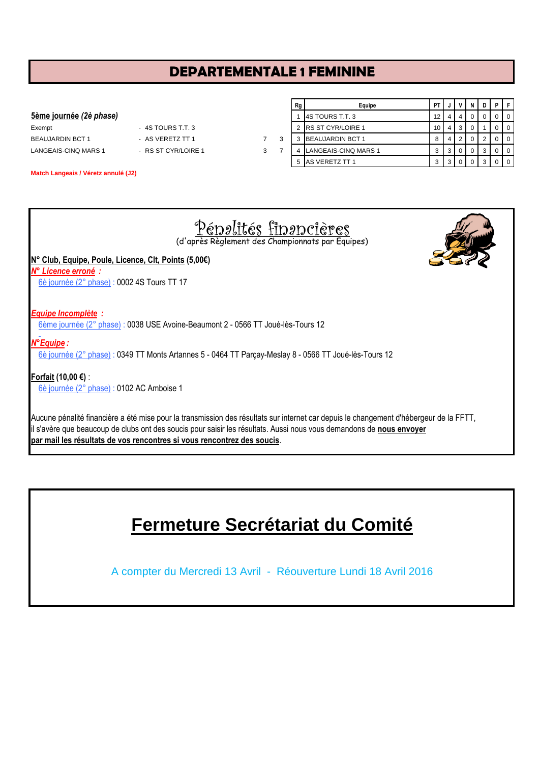# DEPARTEMENTALE 1 FEMININE

**5ème journée** *(2è phase)*

| | | | |
|---|---|---|---|
| Exempt | - 4S TOURS T.T. 3 | | |
| BEAUJARDIN BCT 1 | - AS VERETZ TT 1 | 7 | 3 |
| LANGEAIS-CINQ MARS 1 | - RS ST CYR/LOIRE 1 | 3 | 7 |

**Match Langeais / Véretz annulé (J2)**

| Rg | Equipe | PT | J | V | N | D | P | F |
|---|---|---|---|---|---|---|---|---|
| 1 | 4S TOURS T.T. 3 | 12 | 4 | 4 | 0 | 0 | 0 | 0 |
| 2 | RS ST CYR/LOIRE 1 | 10 | 4 | 3 | 0 | 1 | 0 | 0 |
| 3 | BEAUJARDIN BCT 1 | 8 | 4 | 2 | 0 | 2 | 0 | 0 |
| 4 | LANGEAIS-CINQ MARS 1 | 3 | 3 | 0 | 0 | 3 | 0 | 0 |
| 5 | AS VERETZ TT 1 | 3 | 3 | 0 | 0 | 3 | 0 | 0 |

## Pénalités financières

(d'après Règlement des Championnats par Equipes)

**N° Club, Equipe, Poule, Licence, Clt, Points (5,00€)**

***N° Licence erroné :***

6è journée (2° phase) : 0002 4S Tours TT 17

***Equipe Incomplète :***

6ème journée (2° phase) : 0038 USE Avoine-Beaumont 2 - 0566 TT Joué-lès-Tours 12

***N°Equipe :***

6è journée (2° phase) : 0349 TT Monts Artannes 5 - 0464 TT Parçay-Meslay 8 - 0566 TT Joué-lès-Tours 12

**Forfait (10,00 €)** :

6è journée (2° phase) : 0102 AC Amboise 1

Aucune pénalité financière a été mise pour la transmission des résultats sur internet car depuis le changement d'hébergeur de la FFTT, il s'avère que beaucoup de clubs ont des soucis pour saisir les résultats. Aussi nous vous demandons de **nous envoyer par mail les résultats de vos rencontres si vous rencontrez des soucis**.

# Fermeture Secrétariat du Comité

A compter du Mercredi 13 Avril - Réouverture Lundi 18 Avril 2016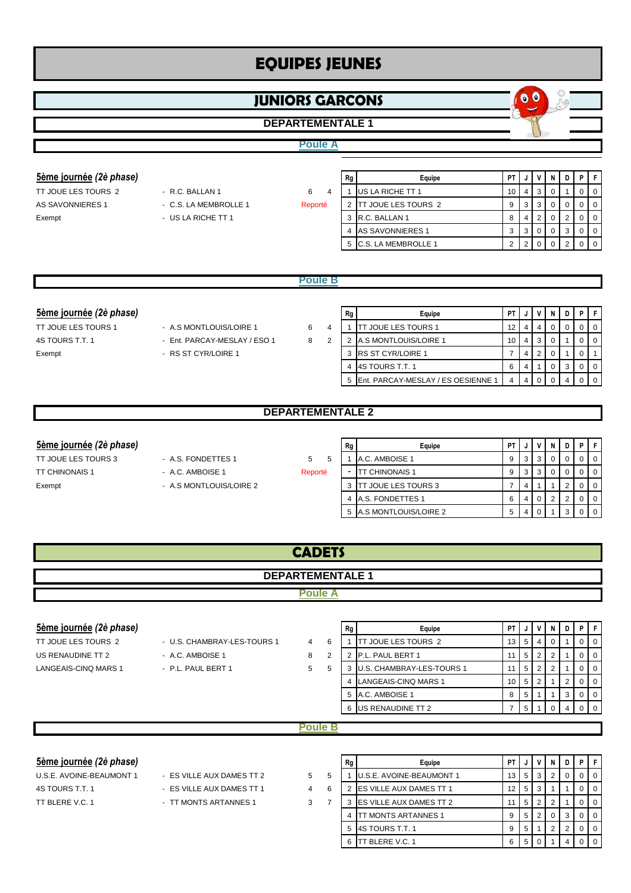# EQUIPES JEUNES

## JUNIORS GARCONS

### DEPARTEMENTALE 1

#### Poule A

**5ème journée** *(2è phase)*

| | | | |
|---|---|---|---|
| TT JOUE LES TOURS 2 | - R.C. BALLAN 1 | 6 | 4 |
| AS SAVONNIERES 1 | - C.S. LA MEMBROLLE 1 | Reporté | |
| Exempt | - US LA RICHE TT 1 | | |

| Rg | Equipe | PT | J | V | N | D | P | F |
|---|---|---|---|---|---|---|---|---|
| 1 | US LA RICHE TT 1 | 10 | 4 | 3 | 0 | 1 | 0 | 0 |
| 2 | TT JOUE LES TOURS 2 | 9 | 3 | 3 | 0 | 0 | 0 | 0 |
| 3 | R.C. BALLAN 1 | 8 | 4 | 2 | 0 | 2 | 0 | 0 |
| 4 | AS SAVONNIERES 1 | 3 | 3 | 0 | 0 | 3 | 0 | 0 |
| 5 | C.S. LA MEMBROLLE 1 | 2 | 2 | 0 | 0 | 2 | 0 | 0 |

#### Poule B

**5ème journée** *(2è phase)*

| | | | |
|---|---|---|---|
| TT JOUE LES TOURS 1 | - A.S MONTLOUIS/LOIRE 1 | 6 | 4 |
| 4S TOURS T.T. 1 | - Ent. PARCAY-MESLAY / ESO 1 | 8 | 2 |
| Exempt | - RS ST CYR/LOIRE 1 | | |

| Rg | Equipe | PT | J | V | N | D | P | F |
|---|---|---|---|---|---|---|---|---|
| 1 | TT JOUE LES TOURS 1 | 12 | 4 | 4 | 0 | 0 | 0 | 0 |
| 2 | A.S MONTLOUIS/LOIRE 1 | 10 | 4 | 3 | 0 | 1 | 0 | 0 |
| 3 | RS ST CYR/LOIRE 1 | 7 | 4 | 2 | 0 | 1 | 0 | 1 |
| 4 | 4S TOURS T.T. 1 | 6 | 4 | 1 | 0 | 3 | 0 | 0 |
| 5 | Ent. PARCAY-MESLAY / ES OESIENNE 1 | 4 | 4 | 0 | 0 | 4 | 0 | 0 |

### DEPARTEMENTALE 2

**5ème journée** *(2è phase)*

| | | | |
|---|---|---|---|
| TT JOUE LES TOURS 3 | - A.S. FONDETTES 1 | 5 | 5 |
| TT CHINONAIS 1 | - A.C. AMBOISE 1 | Reporté | |
| Exempt | - A.S MONTLOUIS/LOIRE 2 | | |

| Rg | Equipe | PT | J | V | N | D | P | F |
|---|---|---|---|---|---|---|---|---|
| 1 | A.C. AMBOISE 1 | 9 | 3 | 3 | 0 | 0 | 0 | 0 |
| - | TT CHINONAIS 1 | 9 | 3 | 3 | 0 | 0 | 0 | 0 |
| 3 | TT JOUE LES TOURS 3 | 7 | 4 | 1 | 1 | 2 | 0 | 0 |
| 4 | A.S. FONDETTES 1 | 6 | 4 | 0 | 2 | 2 | 0 | 0 |
| 5 | A.S MONTLOUIS/LOIRE 2 | 5 | 4 | 0 | 1 | 3 | 0 | 0 |

## CADETS

### DEPARTEMENTALE 1

#### Poule A

**5ème journée** *(2è phase)*

| | | | |
|---|---|---|---|
| TT JOUE LES TOURS 2 | - U.S. CHAMBRAY-LES-TOURS 1 | 4 | 6 |
| US RENAUDINE TT 2 | - A.C. AMBOISE 1 | 8 | 2 |
| LANGEAIS-CINQ MARS 1 | - P.L. PAUL BERT 1 | 5 | 5 |

| Rg | Equipe | PT | J | V | N | D | P | F |
|---|---|---|---|---|---|---|---|---|
| 1 | TT JOUE LES TOURS 2 | 13 | 5 | 4 | 0 | 1 | 0 | 0 |
| 2 | P.L. PAUL BERT 1 | 11 | 5 | 2 | 2 | 1 | 0 | 0 |
| 3 | U.S. CHAMBRAY-LES-TOURS 1 | 11 | 5 | 2 | 2 | 1 | 0 | 0 |
| 4 | LANGEAIS-CINQ MARS 1 | 10 | 5 | 2 | 1 | 2 | 0 | 0 |
| 5 | A.C. AMBOISE 1 | 8 | 5 | 1 | 1 | 3 | 0 | 0 |
| 6 | US RENAUDINE TT 2 | 7 | 5 | 1 | 0 | 4 | 0 | 0 |

#### Poule B

**5ème journée** *(2è phase)*

| | | | |
|---|---|---|---|
| U.S.E. AVOINE-BEAUMONT 1 | - ES VILLE AUX DAMES TT 2 | 5 | 5 |
| 4S TOURS T.T. 1 | - ES VILLE AUX DAMES TT 1 | 4 | 6 |
| TT BLERE V.C. 1 | - TT MONTS ARTANNES 1 | 3 | 7 |

| Rg | Equipe | PT | J | V | N | D | P | F |
|---|---|---|---|---|---|---|---|---|
| 1 | U.S.E. AVOINE-BEAUMONT 1 | 13 | 5 | 3 | 2 | 0 | 0 | 0 |
| 2 | ES VILLE AUX DAMES TT 1 | 12 | 5 | 3 | 1 | 1 | 0 | 0 |
| 3 | ES VILLE AUX DAMES TT 2 | 11 | 5 | 2 | 2 | 1 | 0 | 0 |
| 4 | TT MONTS ARTANNES 1 | 9 | 5 | 2 | 0 | 3 | 0 | 0 |
| 5 | 4S TOURS T.T. 1 | 9 | 5 | 1 | 2 | 2 | 0 | 0 |
| 6 | TT BLERE V.C. 1 | 6 | 5 | 0 | 1 | 4 | 0 | 0 |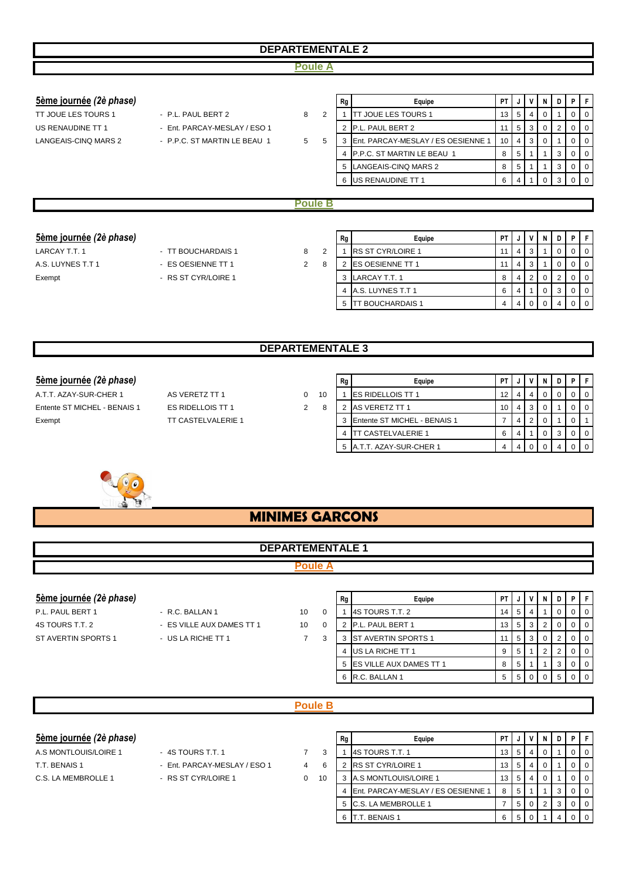## DEPARTEMENTALE 2

### Poule A

**5ème journée** *(2è phase)*

| | | | |
|---|---|---|---|
| TT JOUE LES TOURS 1 | - P.L. PAUL BERT 2 | 8 | 2 |
| US RENAUDINE TT 1 | - Ent. PARCAY-MESLAY / ESO 1 | | |
| LANGEAIS-CINQ MARS 2 | - P.P.C. ST MARTIN LE BEAU 1 | 5 | 5 |

| Rg | Equipe | PT | J | V | N | D | P | F |
|---|---|---|---|---|---|---|---|---|
| 1 | TT JOUE LES TOURS 1 | 13 | 5 | 4 | 0 | 1 | 0 | 0 |
| 2 | P.L. PAUL BERT 2 | 11 | 5 | 3 | 0 | 2 | 0 | 0 |
| 3 | Ent. PARCAY-MESLAY / ES OESIENNE 1 | 10 | 4 | 3 | 0 | 1 | 0 | 0 |
| 4 | P.P.C. ST MARTIN LE BEAU 1 | 8 | 5 | 1 | 1 | 3 | 0 | 0 |
| 5 | LANGEAIS-CINQ MARS 2 | 8 | 5 | 1 | 1 | 3 | 0 | 0 |
| 6 | US RENAUDINE TT 1 | 6 | 4 | 1 | 0 | 3 | 0 | 0 |

### Poule B

**5ème journée** *(2è phase)*

| | | | |
|---|---|---|---|
| LARCAY T.T. 1 | - TT BOUCHARDAIS 1 | 8 | 2 |
| A.S. LUYNES T.T 1 | - ES OESIENNE TT 1 | 2 | 8 |
| Exempt | - RS ST CYR/LOIRE 1 | | |

| Rg | Equipe | PT | J | V | N | D | P | F |
|---|---|---|---|---|---|---|---|---|
| 1 | RS ST CYR/LOIRE 1 | 11 | 4 | 3 | 1 | 0 | 0 | 0 |
| 2 | ES OESIENNE TT 1 | 11 | 4 | 3 | 1 | 0 | 0 | 0 |
| 3 | LARCAY T.T. 1 | 8 | 4 | 2 | 0 | 2 | 0 | 0 |
| 4 | A.S. LUYNES T.T 1 | 6 | 4 | 1 | 0 | 3 | 0 | 0 |
| 5 | TT BOUCHARDAIS 1 | 4 | 4 | 0 | 0 | 4 | 0 | 0 |

## DEPARTEMENTALE 3

**5ème journée** *(2è phase)*

| | | | |
|---|---|---|---|
| A.T.T. AZAY-SUR-CHER 1 | AS VERETZ TT 1 | 0 | 10 |
| Entente ST MICHEL - BENAIS 1 | ES RIDELLOIS TT 1 | 2 | 8 |
| Exempt | TT CASTELVALERIE 1 | | |

| Rg | Equipe | PT | J | V | N | D | P | F |
|---|---|---|---|---|---|---|---|---|
| 1 | ES RIDELLOIS TT 1 | 12 | 4 | 4 | 0 | 0 | 0 | 0 |
| 2 | AS VERETZ TT 1 | 10 | 4 | 3 | 0 | 1 | 0 | 0 |
| 3 | Entente ST MICHEL - BENAIS 1 | 7 | 4 | 2 | 0 | 1 | 0 | 1 |
| 4 | TT CASTELVALERIE 1 | 6 | 4 | 1 | 0 | 3 | 0 | 0 |
| 5 | A.T.T. AZAY-SUR-CHER 1 | 4 | 4 | 0 | 0 | 4 | 0 | 0 |

# MINIMES GARCONS

## DEPARTEMENTALE 1

### Poule A

**5ème journée** *(2è phase)*

| | | | |
|---|---|---|---|
| P.L. PAUL BERT 1 | - R.C. BALLAN 1 | 10 | 0 |
| 4S TOURS T.T. 2 | - ES VILLE AUX DAMES TT 1 | 10 | 0 |
| ST AVERTIN SPORTS 1 | - US LA RICHE TT 1 | 7 | 3 |

| Rg | Equipe | PT | J | V | N | D | P | F |
|---|---|---|---|---|---|---|---|---|
| 1 | 4S TOURS T.T. 2 | 14 | 5 | 4 | 1 | 0 | 0 | 0 |
| 2 | P.L. PAUL BERT 1 | 13 | 5 | 3 | 2 | 0 | 0 | 0 |
| 3 | ST AVERTIN SPORTS 1 | 11 | 5 | 3 | 0 | 2 | 0 | 0 |
| 4 | US LA RICHE TT 1 | 9 | 5 | 1 | 2 | 2 | 0 | 0 |
| 5 | ES VILLE AUX DAMES TT 1 | 8 | 5 | 1 | 1 | 3 | 0 | 0 |
| 6 | R.C. BALLAN 1 | 5 | 5 | 0 | 0 | 5 | 0 | 0 |

### Poule B

**5ème journée** *(2è phase)*

| | | | |
|---|---|---|---|
| A.S MONTLOUIS/LOIRE 1 | - 4S TOURS T.T. 1 | 7 | 3 |
| T.T. BENAIS 1 | - Ent. PARCAY-MESLAY / ESO 1 | 4 | 6 |
| C.S. LA MEMBROLLE 1 | - RS ST CYR/LOIRE 1 | 0 | 10 |

| Rg | Equipe | PT | J | V | N | D | P | F |
|---|---|---|---|---|---|---|---|---|
| 1 | 4S TOURS T.T. 1 | 13 | 5 | 4 | 0 | 1 | 0 | 0 |
| 2 | RS ST CYR/LOIRE 1 | 13 | 5 | 4 | 0 | 1 | 0 | 0 |
| 3 | A.S MONTLOUIS/LOIRE 1 | 13 | 5 | 4 | 0 | 1 | 0 | 0 |
| 4 | Ent. PARCAY-MESLAY / ES OESIENNE 1 | 8 | 5 | 1 | 1 | 3 | 0 | 0 |
| 5 | C.S. LA MEMBROLLE 1 | 7 | 5 | 0 | 2 | 3 | 0 | 0 |
| 6 | T.T. BENAIS 1 | 6 | 5 | 0 | 1 | 4 | 0 | 0 |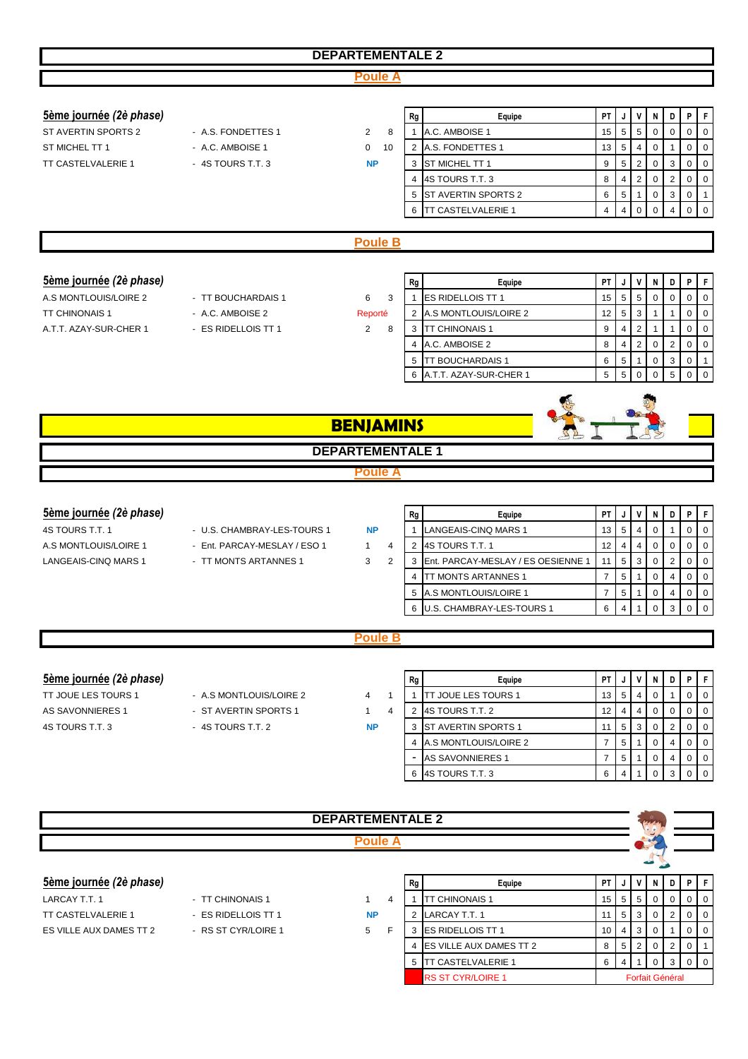## DEPARTEMENTALE 2

### Poule A

**5ème journée *(2è phase)***

| | | | |
|---|---|---|---|
| ST AVERTIN SPORTS 2 | - A.S. FONDETTES 1 | 2 | 8 |
| ST MICHEL TT 1 | - A.C. AMBOISE 1 | 0 | 10 |
| TT CASTELVALERIE 1 | - 4S TOURS T.T. 3 | NP | |

| Rg | Equipe | PT | J | V | N | D | P | F |
|---|---|---|---|---|---|---|---|---|
| 1 | A.C. AMBOISE 1 | 15 | 5 | 5 | 0 | 0 | 0 | 0 |
| 2 | A.S. FONDETTES 1 | 13 | 5 | 4 | 0 | 1 | 0 | 0 |
| 3 | ST MICHEL TT 1 | 9 | 5 | 2 | 0 | 3 | 0 | 0 |
| 4 | 4S TOURS T.T. 3 | 8 | 4 | 2 | 0 | 2 | 0 | 0 |
| 5 | ST AVERTIN SPORTS 2 | 6 | 5 | 1 | 0 | 3 | 0 | 1 |
| 6 | TT CASTELVALERIE 1 | 4 | 4 | 0 | 0 | 4 | 0 | 0 |

### Poule B

**5ème journée *(2è phase)***

| | | | |
|---|---|---|---|
| A.S MONTLOUIS/LOIRE 2 | - TT BOUCHARDAIS 1 | 6 | 3 |
| TT CHINONAIS 1 | - A.C. AMBOISE 2 | Reporté | |
| A.T.T. AZAY-SUR-CHER 1 | - ES RIDELLOIS TT 1 | 2 | 8 |

| Rg | Equipe | PT | J | V | N | D | P | F |
|---|---|---|---|---|---|---|---|---|
| 1 | ES RIDELLOIS TT 1 | 15 | 5 | 5 | 0 | 0 | 0 | 0 |
| 2 | A.S MONTLOUIS/LOIRE 2 | 12 | 5 | 3 | 1 | 1 | 0 | 0 |
| 3 | TT CHINONAIS 1 | 9 | 4 | 2 | 1 | 1 | 0 | 0 |
| 4 | A.C. AMBOISE 2 | 8 | 4 | 2 | 0 | 2 | 0 | 0 |
| 5 | TT BOUCHARDAIS 1 | 6 | 5 | 1 | 0 | 3 | 0 | 1 |
| 6 | A.T.T. AZAY-SUR-CHER 1 | 5 | 5 | 0 | 0 | 5 | 0 | 0 |

# BENJAMINS

## DEPARTEMENTALE 1

### Poule A

**5ème journée *(2è phase)***

| | | | |
|---|---|---|---|
| 4S TOURS T.T. 1 | - U.S. CHAMBRAY-LES-TOURS 1 | NP | |
| A.S MONTLOUIS/LOIRE 1 | - Ent. PARCAY-MESLAY / ESO 1 | 1 | 4 |
| LANGEAIS-CINQ MARS 1 | - TT MONTS ARTANNES 1 | 3 | 2 |

| Rg | Equipe | PT | J | V | N | D | P | F |
|---|---|---|---|---|---|---|---|---|
| 1 | LANGEAIS-CINQ MARS 1 | 13 | 5 | 4 | 0 | 1 | 0 | 0 |
| 2 | 4S TOURS T.T. 1 | 12 | 4 | 4 | 0 | 0 | 0 | 0 |
| 3 | Ent. PARCAY-MESLAY / ES OESIENNE 1 | 11 | 5 | 3 | 0 | 2 | 0 | 0 |
| 4 | TT MONTS ARTANNES 1 | 7 | 5 | 1 | 0 | 4 | 0 | 0 |
| 5 | A.S MONTLOUIS/LOIRE 1 | 7 | 5 | 1 | 0 | 4 | 0 | 0 |
| 6 | U.S. CHAMBRAY-LES-TOURS 1 | 6 | 4 | 1 | 0 | 3 | 0 | 0 |

### Poule B

**5ème journée *(2è phase)***

| | | | |
|---|---|---|---|
| TT JOUE LES TOURS 1 | - A.S MONTLOUIS/LOIRE 2 | 4 | 1 |
| AS SAVONNIERES 1 | - ST AVERTIN SPORTS 1 | 1 | 4 |
| 4S TOURS T.T. 3 | - 4S TOURS T.T. 2 | NP | |

| Rg | Equipe | PT | J | V | N | D | P | F |
|---|---|---|---|---|---|---|---|---|
| 1 | TT JOUE LES TOURS 1 | 13 | 5 | 4 | 0 | 1 | 0 | 0 |
| 2 | 4S TOURS T.T. 2 | 12 | 4 | 4 | 0 | 0 | 0 | 0 |
| 3 | ST AVERTIN SPORTS 1 | 11 | 5 | 3 | 0 | 2 | 0 | 0 |
| 4 | A.S MONTLOUIS/LOIRE 2 | 7 | 5 | 1 | 0 | 4 | 0 | 0 |
| - | AS SAVONNIERES 1 | 7 | 5 | 1 | 0 | 4 | 0 | 0 |
| 6 | 4S TOURS T.T. 3 | 6 | 4 | 1 | 0 | 3 | 0 | 0 |

## DEPARTEMENTALE 2

### Poule A

**5ème journée *(2è phase)***

| | | | |
|---|---|---|---|
| LARCAY T.T. 1 | - TT CHINONAIS 1 | 1 | 4 |
| TT CASTELVALERIE 1 | - ES RIDELLOIS TT 1 | NP | |
| ES VILLE AUX DAMES TT 2 | - RS ST CYR/LOIRE 1 | 5 | F |

| Rg | Equipe | PT | J | V | N | D | P | F |
|---|---|---|---|---|---|---|---|---|
| 1 | TT CHINONAIS 1 | 15 | 5 | 5 | 0 | 0 | 0 | 0 |
| 2 | LARCAY T.T. 1 | 11 | 5 | 3 | 0 | 2 | 0 | 0 |
| 3 | ES RIDELLOIS TT 1 | 10 | 4 | 3 | 0 | 1 | 0 | 0 |
| 4 | ES VILLE AUX DAMES TT 2 | 8 | 5 | 2 | 0 | 2 | 0 | 1 |
| 5 | TT CASTELVALERIE 1 | 6 | 4 | 1 | 0 | 3 | 0 | 0 |
| | RS ST CYR/LOIRE 1 | Forfait Général | | | | | | |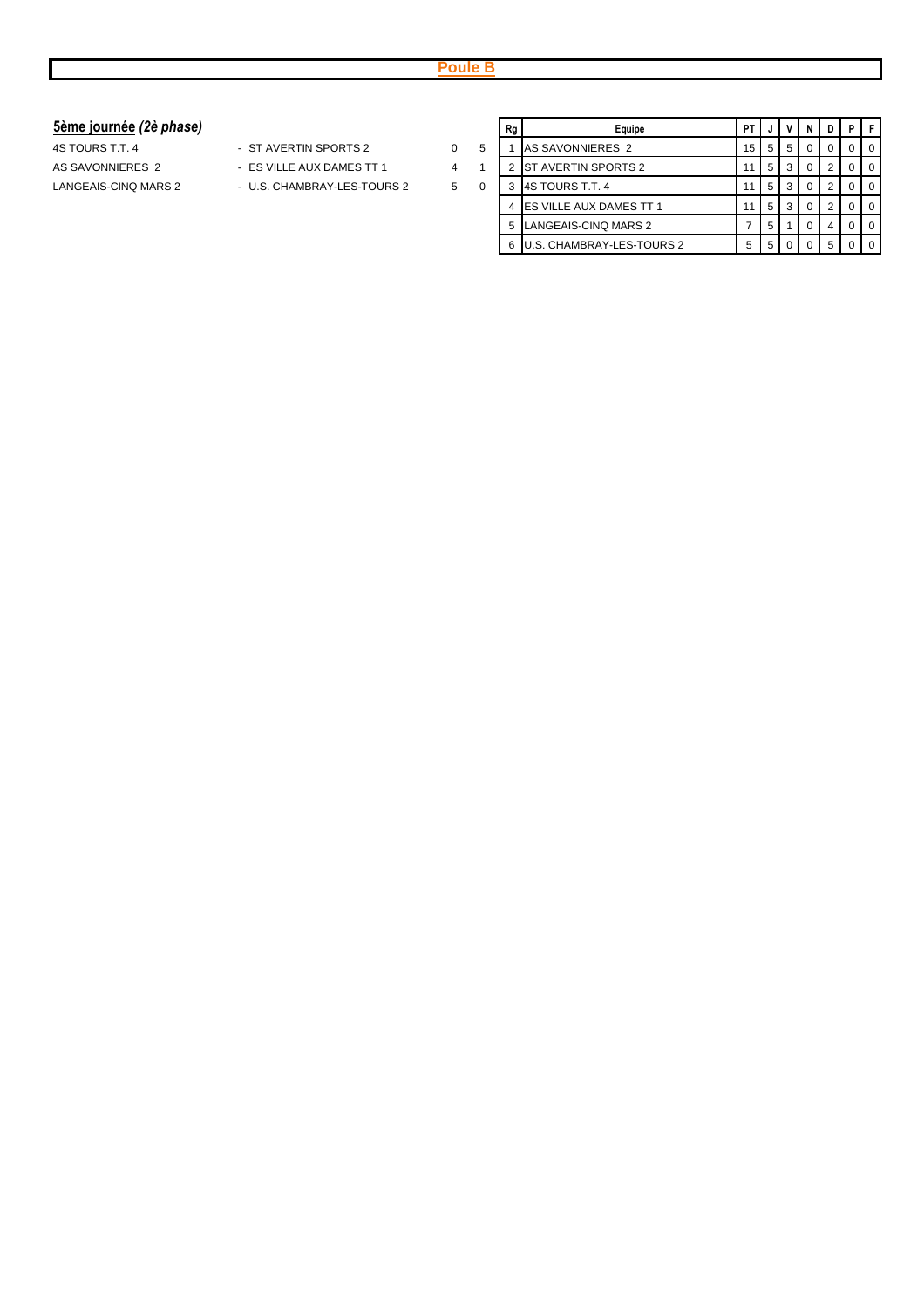## Poule B

**5ème journée *(2è phase)***

| | | | |
|---|---|---|---|
| 4S TOURS T.T. 4 | - ST AVERTIN SPORTS 2 | 0 | 5 |
| AS SAVONNIERES 2 | - ES VILLE AUX DAMES TT 1 | 4 | 1 |
| LANGEAIS-CINQ MARS 2 | - U.S. CHAMBRAY-LES-TOURS 2 | 5 | 0 |

| Rg | Equipe | PT | J | V | N | D | P | F |
|---|---|---|---|---|---|---|---|---|
| 1 | AS SAVONNIERES 2 | 15 | 5 | 5 | 0 | 0 | 0 | 0 |
| 2 | ST AVERTIN SPORTS 2 | 11 | 5 | 3 | 0 | 2 | 0 | 0 |
| 3 | 4S TOURS T.T. 4 | 11 | 5 | 3 | 0 | 2 | 0 | 0 |
| 4 | ES VILLE AUX DAMES TT 1 | 11 | 5 | 3 | 0 | 2 | 0 | 0 |
| 5 | LANGEAIS-CINQ MARS 2 | 7 | 5 | 1 | 0 | 4 | 0 | 0 |
| 6 | U.S. CHAMBRAY-LES-TOURS 2 | 5 | 5 | 0 | 0 | 5 | 0 | 0 |